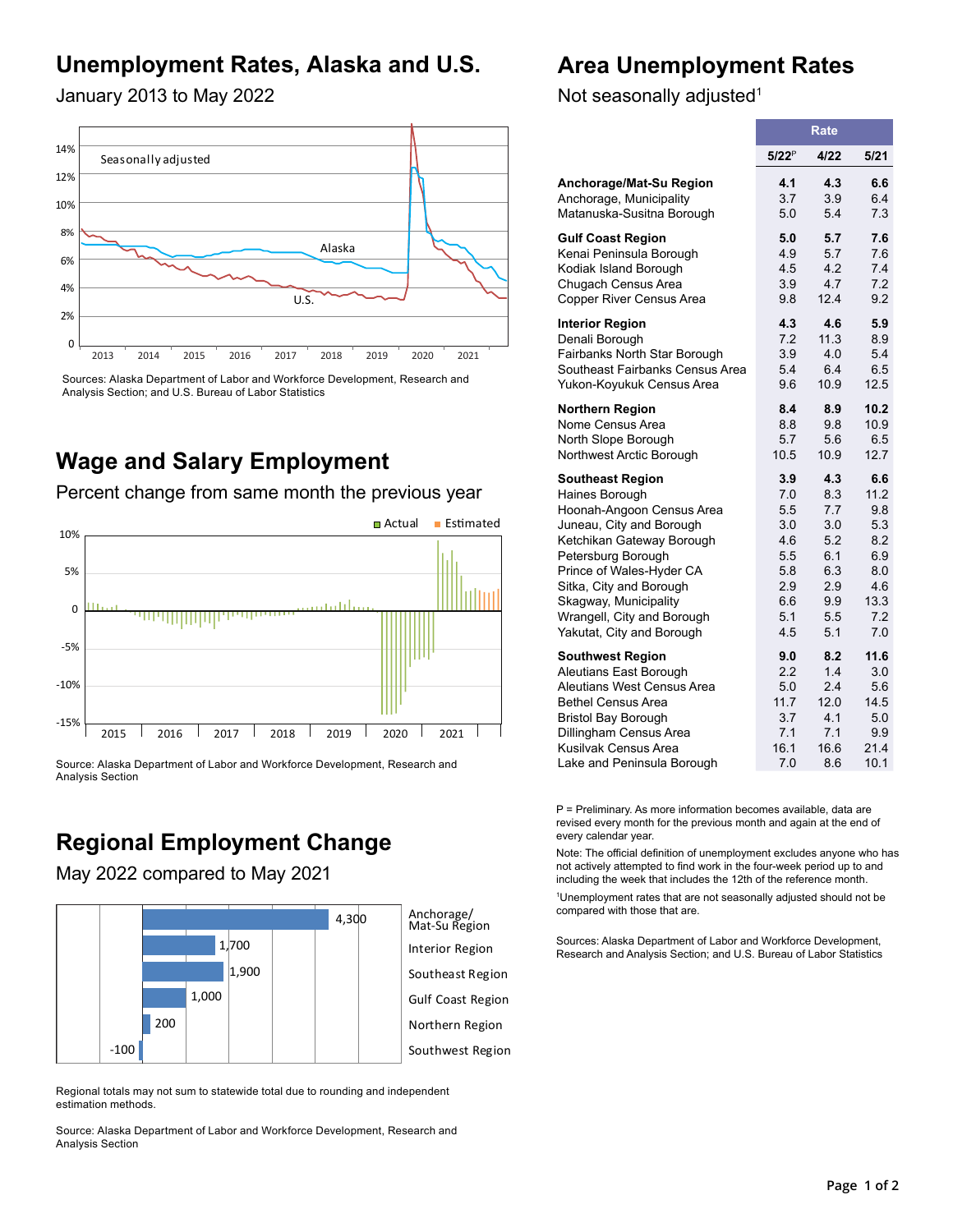## Unemployment Rates, Alaska and U.S.

January 2013 to May 2022

Sources: Alaska Department of Labor and Workforce Development, Research and Analysis Section; and U.S. Bureau of Labor Statistics

## Wage and Salary Employment

Percent change from same month the previous year

Source: Alaska Department of Labor and Workforce Development, Research and Analysis Section

## Regional Employment Change

May 2022 compared to May 2021

| Region | Change |
|---|---|
| Anchorage/Mat-Su Region | 4,300 |
| Interior Region | 1,700 |
| Southeast Region | 1,900 |
| Gulf Coast Region | 1,000 |
| Northern Region | 200 |
| Southwest Region | -100 |

Regional totals may not sum to statewide total due to rounding and independent estimation methods.

Source: Alaska Department of Labor and Workforce Development, Research and Analysis Section

## Area Unemployment Rates

Not seasonally adjusted[1]

| | Rate | | |
|---|---|---|---|
| | 5/22[P] | 4/22 | 5/21 |
| **Anchorage/Mat-Su Region** | **4.1** | **4.3** | **6.6** |
| Anchorage, Municipality | 3.7 | 3.9 | 6.4 |
| Matanuska-Susitna Borough | 5.0 | 5.4 | 7.3 |
| **Gulf Coast Region** | **5.0** | **5.7** | **7.6** |
| Kenai Peninsula Borough | 4.9 | 5.7 | 7.6 |
| Kodiak Island Borough | 4.5 | 4.2 | 7.4 |
| Chugach Census Area | 3.9 | 4.7 | 7.2 |
| Copper River Census Area | 9.8 | 12.4 | 9.2 |
| **Interior Region** | **4.3** | **4.6** | **5.9** |
| Denali Borough | 7.2 | 11.3 | 8.9 |
| Fairbanks North Star Borough | 3.9 | 4.0 | 5.4 |
| Southeast Fairbanks Census Area | 5.4 | 6.4 | 6.5 |
| Yukon-Koyukuk Census Area | 9.6 | 10.9 | 12.5 |
| **Northern Region** | **8.4** | **8.9** | **10.2** |
| Nome Census Area | 8.8 | 9.8 | 10.9 |
| North Slope Borough | 5.7 | 5.6 | 6.5 |
| Northwest Arctic Borough | 10.5 | 10.9 | 12.7 |
| **Southeast Region** | **3.9** | **4.3** | **6.6** |
| Haines Borough | 7.0 | 8.3 | 11.2 |
| Hoonah-Angoon Census Area | 5.5 | 7.7 | 9.8 |
| Juneau, City and Borough | 3.0 | 3.0 | 5.3 |
| Ketchikan Gateway Borough | 4.6 | 5.2 | 8.2 |
| Petersburg Borough | 5.5 | 6.1 | 6.9 |
| Prince of Wales-Hyder CA | 5.8 | 6.3 | 8.0 |
| Sitka, City and Borough | 2.9 | 2.9 | 4.6 |
| Skagway, Municipality | 6.6 | 9.9 | 13.3 |
| Wrangell, City and Borough | 5.1 | 5.5 | 7.2 |
| Yakutat, City and Borough | 4.5 | 5.1 | 7.0 |
| **Southwest Region** | **9.0** | **8.2** | **11.6** |
| Aleutians East Borough | 2.2 | 1.4 | 3.0 |
| Aleutians West Census Area | 5.0 | 2.4 | 5.6 |
| Bethel Census Area | 11.7 | 12.0 | 14.5 |
| Bristol Bay Borough | 3.7 | 4.1 | 5.0 |
| Dillingham Census Area | 7.1 | 7.1 | 9.9 |
| Kusilvak Census Area | 16.1 | 16.6 | 21.4 |
| Lake and Peninsula Borough | 7.0 | 8.6 | 10.1 |

P = Preliminary. As more information becomes available, data are revised every month for the previous month and again at the end of every calendar year.

Note: The official definition of unemployment excludes anyone who has not actively attempted to find work in the four-week period up to and including the week that includes the 12th of the reference month.

[1]Unemployment rates that are not seasonally adjusted should not be compared with those that are.

Sources: Alaska Department of Labor and Workforce Development, Research and Analysis Section; and U.S. Bureau of Labor Statistics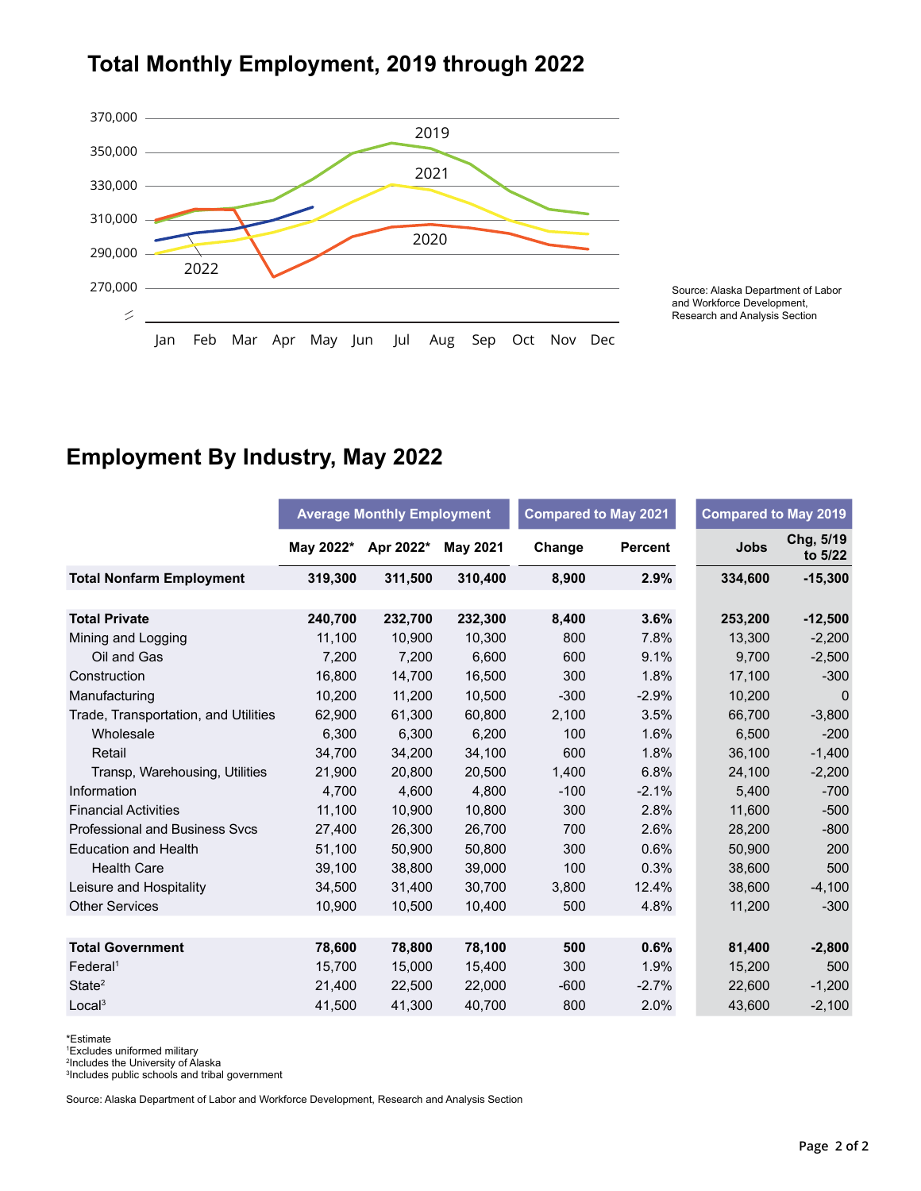## Total Monthly Employment, 2019 through 2022

370,000
350,000
330,000
310,000
290,000
270,000

2019
2021
2020
2022

Jan Feb Mar Apr May Jun Jul Aug Sep Oct Nov Dec

Source: Alaska Department of Labor and Workforce Development, Research and Analysis Section

## Employment By Industry, May 2022

| | Average Monthly Employment | | | Compared to May 2021 | | Compared to May 2019 | |
|---|---|---|---|---|---|---|---|
| | May 2022* | Apr 2022* | May 2021 | Change | Percent | Jobs | Chg, 5/19 to 5/22 |
| **Total Nonfarm Employment** | **319,300** | **311,500** | **310,400** | **8,900** | **2.9%** | **334,600** | **-15,300** |
| **Total Private** | **240,700** | **232,700** | **232,300** | **8,400** | **3.6%** | **253,200** | **-12,500** |
| Mining and Logging | 11,100 | 10,900 | 10,300 | 800 | 7.8% | 13,300 | -2,200 |
| Oil and Gas | 7,200 | 7,200 | 6,600 | 600 | 9.1% | 9,700 | -2,500 |
| Construction | 16,800 | 14,700 | 16,500 | 300 | 1.8% | 17,100 | -300 |
| Manufacturing | 10,200 | 11,200 | 10,500 | -300 | -2.9% | 10,200 | 0 |
| Trade, Transportation, and Utilities | 62,900 | 61,300 | 60,800 | 2,100 | 3.5% | 66,700 | -3,800 |
| Wholesale | 6,300 | 6,300 | 6,200 | 100 | 1.6% | 6,500 | -200 |
| Retail | 34,700 | 34,200 | 34,100 | 600 | 1.8% | 36,100 | -1,400 |
| Transp, Warehousing, Utilities | 21,900 | 20,800 | 20,500 | 1,400 | 6.8% | 24,100 | -2,200 |
| Information | 4,700 | 4,600 | 4,800 | -100 | -2.1% | 5,400 | -700 |
| Financial Activities | 11,100 | 10,900 | 10,800 | 300 | 2.8% | 11,600 | -500 |
| Professional and Business Svcs | 27,400 | 26,300 | 26,700 | 700 | 2.6% | 28,200 | -800 |
| Education and Health | 51,100 | 50,900 | 50,800 | 300 | 0.6% | 50,900 | 200 |
| Health Care | 39,100 | 38,800 | 39,000 | 100 | 0.3% | 38,600 | 500 |
| Leisure and Hospitality | 34,500 | 31,400 | 30,700 | 3,800 | 12.4% | 38,600 | -4,100 |
| Other Services | 10,900 | 10,500 | 10,400 | 500 | 4.8% | 11,200 | -300 |
| **Total Government** | **78,600** | **78,800** | **78,100** | **500** | **0.6%** | **81,400** | **-2,800** |
| Federal[1] | 15,700 | 15,000 | 15,400 | 300 | 1.9% | 15,200 | 500 |
| State[2] | 21,400 | 22,500 | 22,000 | -600 | -2.7% | 22,600 | -1,200 |
| Local[3] | 41,500 | 41,300 | 40,700 | 800 | 2.0% | 43,600 | -2,100 |

*Estimate
[1]Excludes uniformed military
[2]Includes the University of Alaska
[3]Includes public schools and tribal government

Source: Alaska Department of Labor and Workforce Development, Research and Analysis Section